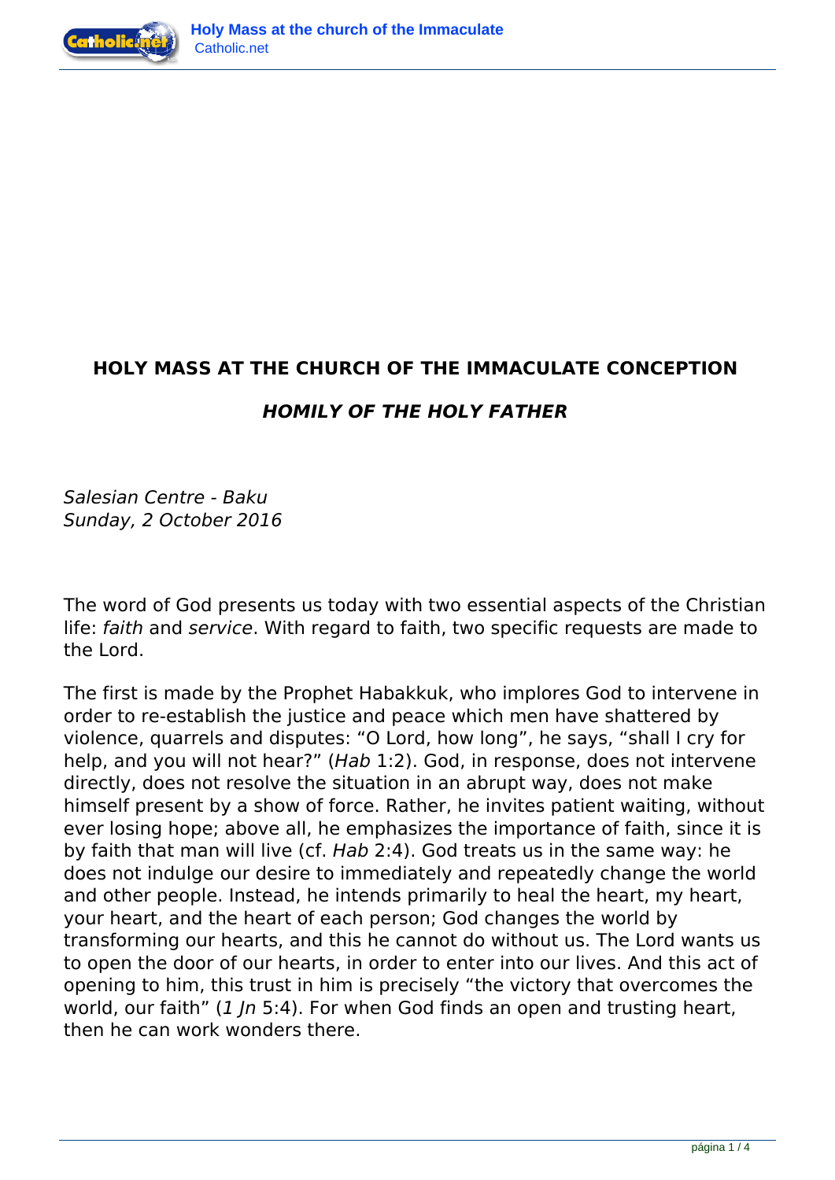# HOLY MASS AT THE CHURCH OF THE IMMACULATE CONCEPTION

## *HOMILY OF THE HOLY FATHER*

*Salesian Centre - Baku*
*Sunday, 2 October 2016*

The word of God presents us today with two essential aspects of the Christian life: *faith* and *service*. With regard to faith, two specific requests are made to the Lord.

The first is made by the Prophet Habakkuk, who implores God to intervene in order to re-establish the justice and peace which men have shattered by violence, quarrels and disputes: "O Lord, how long", he says, "shall I cry for help, and you will not hear?" (*Hab* 1:2). God, in response, does not intervene directly, does not resolve the situation in an abrupt way, does not make himself present by a show of force. Rather, he invites patient waiting, without ever losing hope; above all, he emphasizes the importance of faith, since it is by faith that man will live (cf. *Hab* 2:4). God treats us in the same way: he does not indulge our desire to immediately and repeatedly change the world and other people. Instead, he intends primarily to heal the heart, my heart, your heart, and the heart of each person; God changes the world by transforming our hearts, and this he cannot do without us. The Lord wants us to open the door of our hearts, in order to enter into our lives. And this act of opening to him, this trust in him is precisely "the victory that overcomes the world, our faith" (*1 Jn* 5:4). For when God finds an open and trusting heart, then he can work wonders there.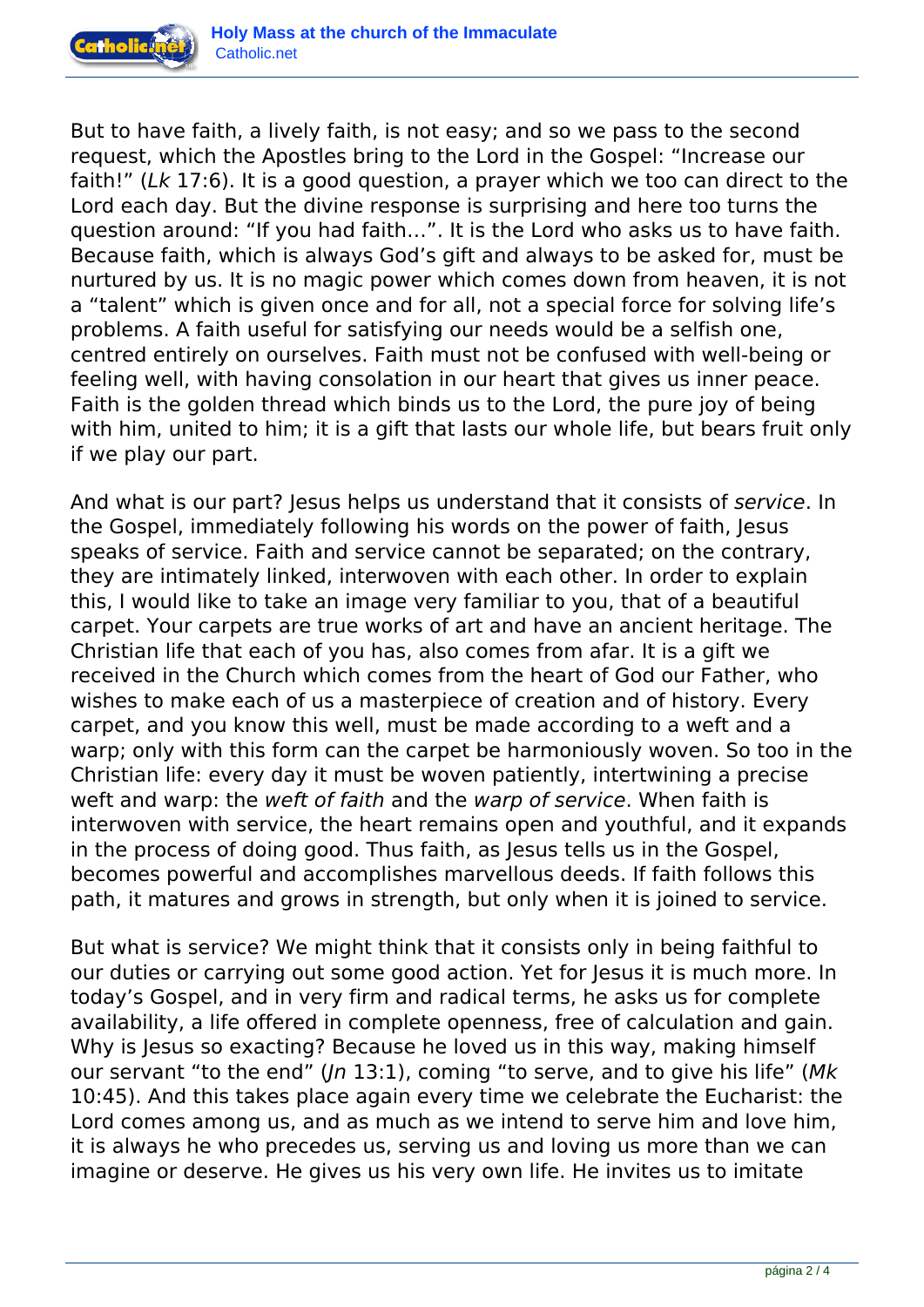But to have faith, a lively faith, is not easy; and so we pass to the second request, which the Apostles bring to the Lord in the Gospel: “Increase our faith!” (*Lk* 17:6). It is a good question, a prayer which we too can direct to the Lord each day. But the divine response is surprising and here too turns the question around: “If you had faith…”. It is the Lord who asks us to have faith. Because faith, which is always God’s gift and always to be asked for, must be nurtured by us. It is no magic power which comes down from heaven, it is not a “talent” which is given once and for all, not a special force for solving life’s problems. A faith useful for satisfying our needs would be a selfish one, centred entirely on ourselves. Faith must not be confused with well-being or feeling well, with having consolation in our heart that gives us inner peace. Faith is the golden thread which binds us to the Lord, the pure joy of being with him, united to him; it is a gift that lasts our whole life, but bears fruit only if we play our part.

And what is our part? Jesus helps us understand that it consists of *service*. In the Gospel, immediately following his words on the power of faith, Jesus speaks of service. Faith and service cannot be separated; on the contrary, they are intimately linked, interwoven with each other. In order to explain this, I would like to take an image very familiar to you, that of a beautiful carpet. Your carpets are true works of art and have an ancient heritage. The Christian life that each of you has, also comes from afar. It is a gift we received in the Church which comes from the heart of God our Father, who wishes to make each of us a masterpiece of creation and of history. Every carpet, and you know this well, must be made according to a weft and a warp; only with this form can the carpet be harmoniously woven. So too in the Christian life: every day it must be woven patiently, intertwining a precise weft and warp: the *weft of faith* and the *warp of service*. When faith is interwoven with service, the heart remains open and youthful, and it expands in the process of doing good. Thus faith, as Jesus tells us in the Gospel, becomes powerful and accomplishes marvellous deeds. If faith follows this path, it matures and grows in strength, but only when it is joined to service.

But what is service? We might think that it consists only in being faithful to our duties or carrying out some good action. Yet for Jesus it is much more. In today’s Gospel, and in very firm and radical terms, he asks us for complete availability, a life offered in complete openness, free of calculation and gain. Why is Jesus so exacting? Because he loved us in this way, making himself our servant “to the end” (*Jn* 13:1), coming “to serve, and to give his life” (*Mk* 10:45). And this takes place again every time we celebrate the Eucharist: the Lord comes among us, and as much as we intend to serve him and love him, it is always he who precedes us, serving us and loving us more than we can imagine or deserve. He gives us his very own life. He invites us to imitate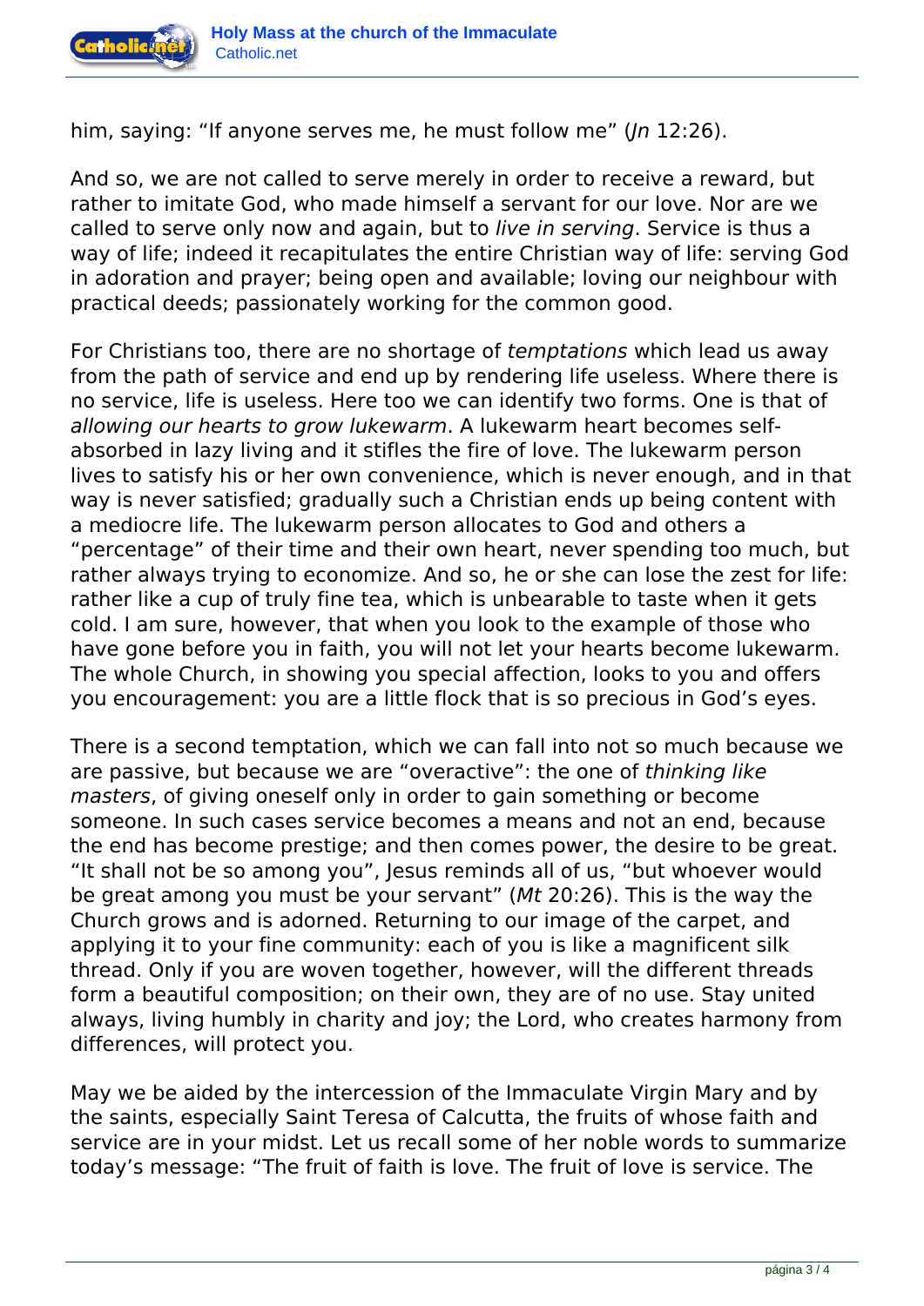him, saying: “If anyone serves me, he must follow me” (*Jn* 12:26).

And so, we are not called to serve merely in order to receive a reward, but rather to imitate God, who made himself a servant for our love. Nor are we called to serve only now and again, but to *live in serving*. Service is thus a way of life; indeed it recapitulates the entire Christian way of life: serving God in adoration and prayer; being open and available; loving our neighbour with practical deeds; passionately working for the common good.

For Christians too, there are no shortage of *temptations* which lead us away from the path of service and end up by rendering life useless. Where there is no service, life is useless. Here too we can identify two forms. One is that of *allowing our hearts to grow lukewarm*. A lukewarm heart becomes self-absorbed in lazy living and it stifles the fire of love. The lukewarm person lives to satisfy his or her own convenience, which is never enough, and in that way is never satisfied; gradually such a Christian ends up being content with a mediocre life. The lukewarm person allocates to God and others a “percentage” of their time and their own heart, never spending too much, but rather always trying to economize. And so, he or she can lose the zest for life: rather like a cup of truly fine tea, which is unbearable to taste when it gets cold. I am sure, however, that when you look to the example of those who have gone before you in faith, you will not let your hearts become lukewarm. The whole Church, in showing you special affection, looks to you and offers you encouragement: you are a little flock that is so precious in God’s eyes.

There is a second temptation, which we can fall into not so much because we are passive, but because we are “overactive”: the one of *thinking like masters*, of giving oneself only in order to gain something or become someone. In such cases service becomes a means and not an end, because the end has become prestige; and then comes power, the desire to be great. “It shall not be so among you”, Jesus reminds all of us, “but whoever would be great among you must be your servant” (*Mt* 20:26). This is the way the Church grows and is adorned. Returning to our image of the carpet, and applying it to your fine community: each of you is like a magnificent silk thread. Only if you are woven together, however, will the different threads form a beautiful composition; on their own, they are of no use. Stay united always, living humbly in charity and joy; the Lord, who creates harmony from differences, will protect you.

May we be aided by the intercession of the Immaculate Virgin Mary and by the saints, especially Saint Teresa of Calcutta, the fruits of whose faith and service are in your midst. Let us recall some of her noble words to summarize today’s message: “The fruit of faith is love. The fruit of love is service. The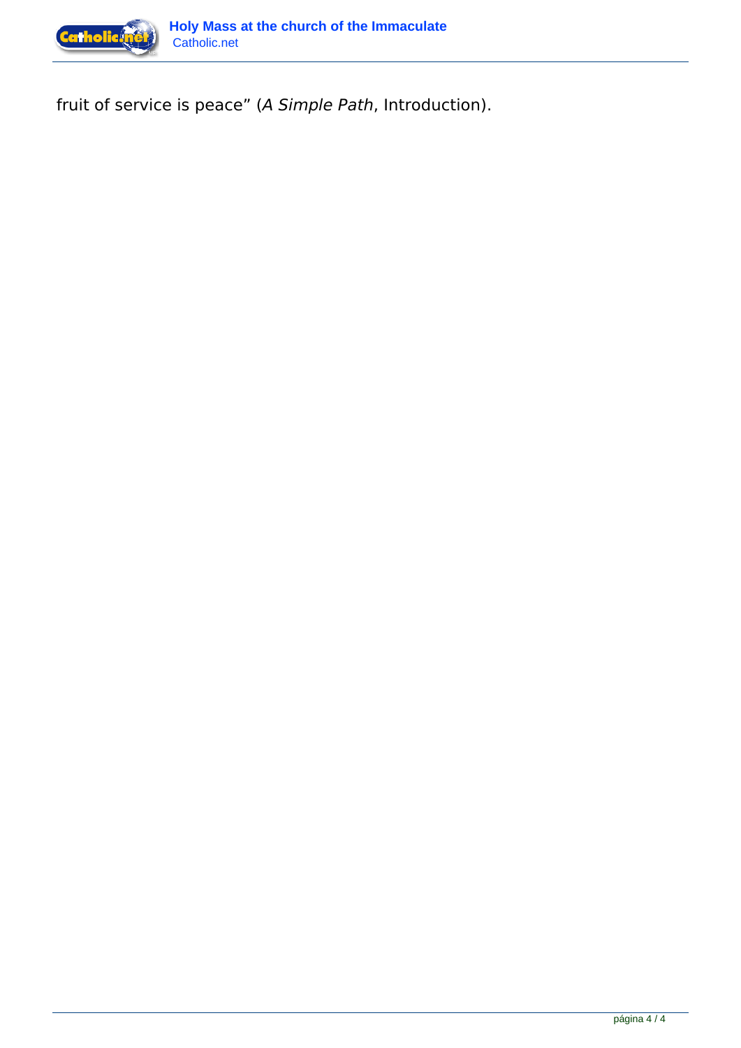fruit of service is peace” (*A Simple Path*, Introduction).